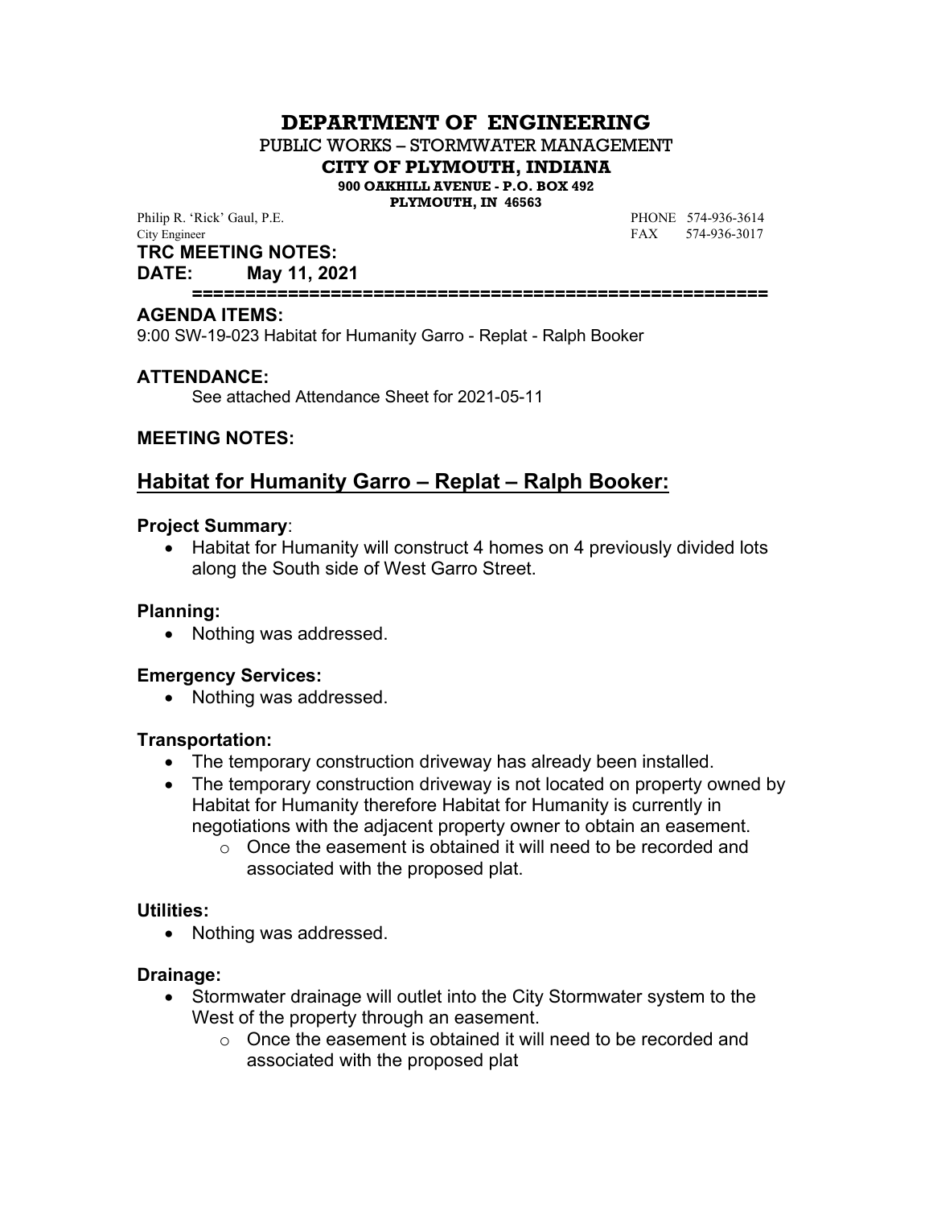# DEPARTMENT OF ENGINEERING

PUBLIC WORKS – STORMWATER MANAGEMENT

**CITY OF PLYMOUTH, INDIANA**

**900 OAKHILL AVENUE - P.O. BOX 492**

**PLYMOUTH, IN 46563**

Philip R. 'Rick' Gaul, P.E.
City Engineer

PHONE 574-936-3614
FAX 574-936-3017

**TRC MEETING NOTES:**

**DATE: May 11, 2021**

**=====================================================**

**AGENDA ITEMS:**

9:00 SW-19-023 Habitat for Humanity Garro - Replat - Ralph Booker

**ATTENDANCE:**

See attached Attendance Sheet for 2021-05-11

**MEETING NOTES:**

## Habitat for Humanity Garro – Replat – Ralph Booker:

**Project Summary**:

- Habitat for Humanity will construct 4 homes on 4 previously divided lots along the South side of West Garro Street.

**Planning:**

- Nothing was addressed.

**Emergency Services:**

- Nothing was addressed.

**Transportation:**

- The temporary construction driveway has already been installed.
- The temporary construction driveway is not located on property owned by Habitat for Humanity therefore Habitat for Humanity is currently in negotiations with the adjacent property owner to obtain an easement.
    - Once the easement is obtained it will need to be recorded and associated with the proposed plat.

**Utilities:**

- Nothing was addressed.

**Drainage:**

- Stormwater drainage will outlet into the City Stormwater system to the West of the property through an easement.
    - Once the easement is obtained it will need to be recorded and associated with the proposed plat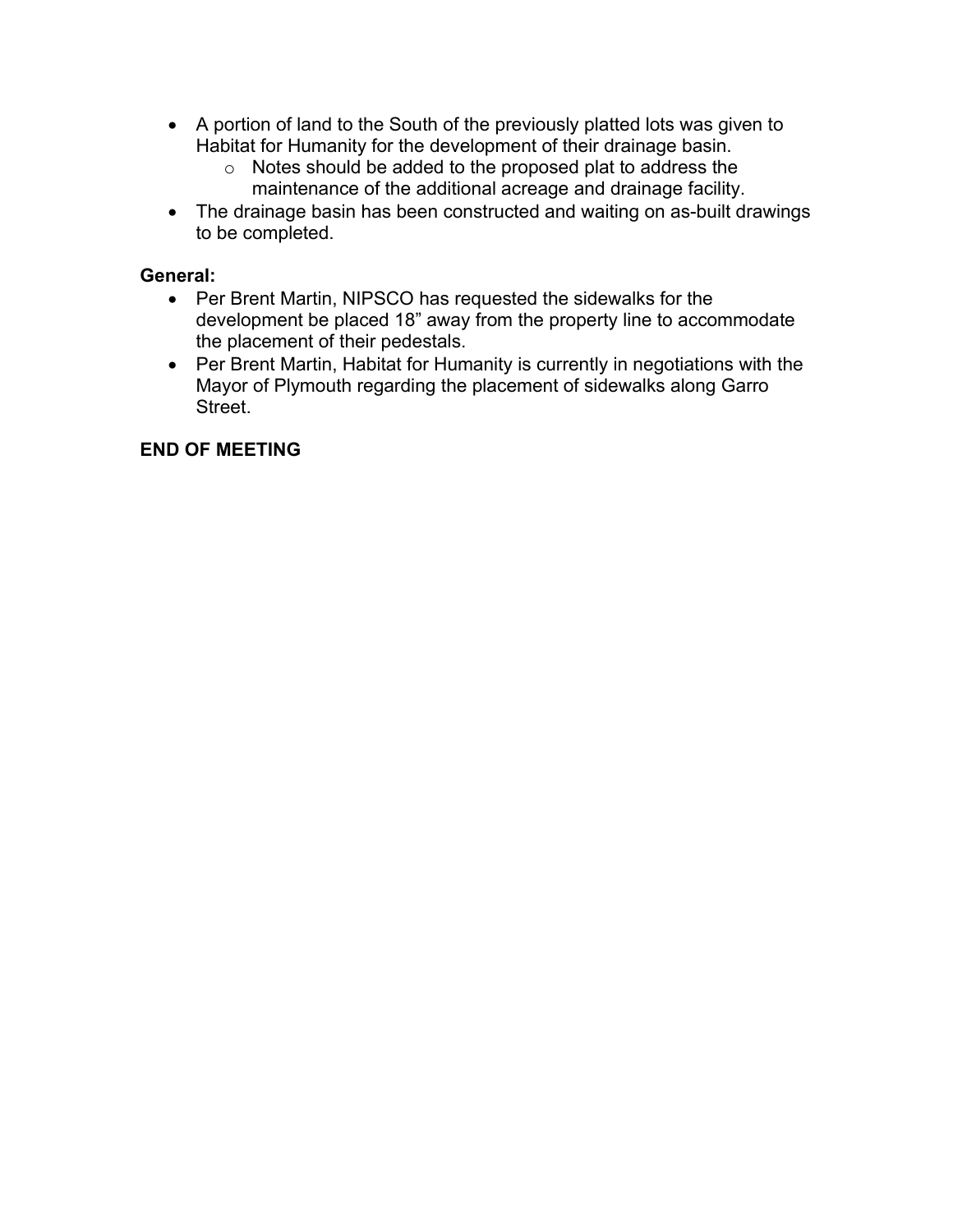- A portion of land to the South of the previously platted lots was given to Habitat for Humanity for the development of their drainage basin.
    - Notes should be added to the proposed plat to address the maintenance of the additional acreage and drainage facility.
- The drainage basin has been constructed and waiting on as-built drawings to be completed.

**General:**

- Per Brent Martin, NIPSCO has requested the sidewalks for the development be placed 18" away from the property line to accommodate the placement of their pedestals.
- Per Brent Martin, Habitat for Humanity is currently in negotiations with the Mayor of Plymouth regarding the placement of sidewalks along Garro Street.

**END OF MEETING**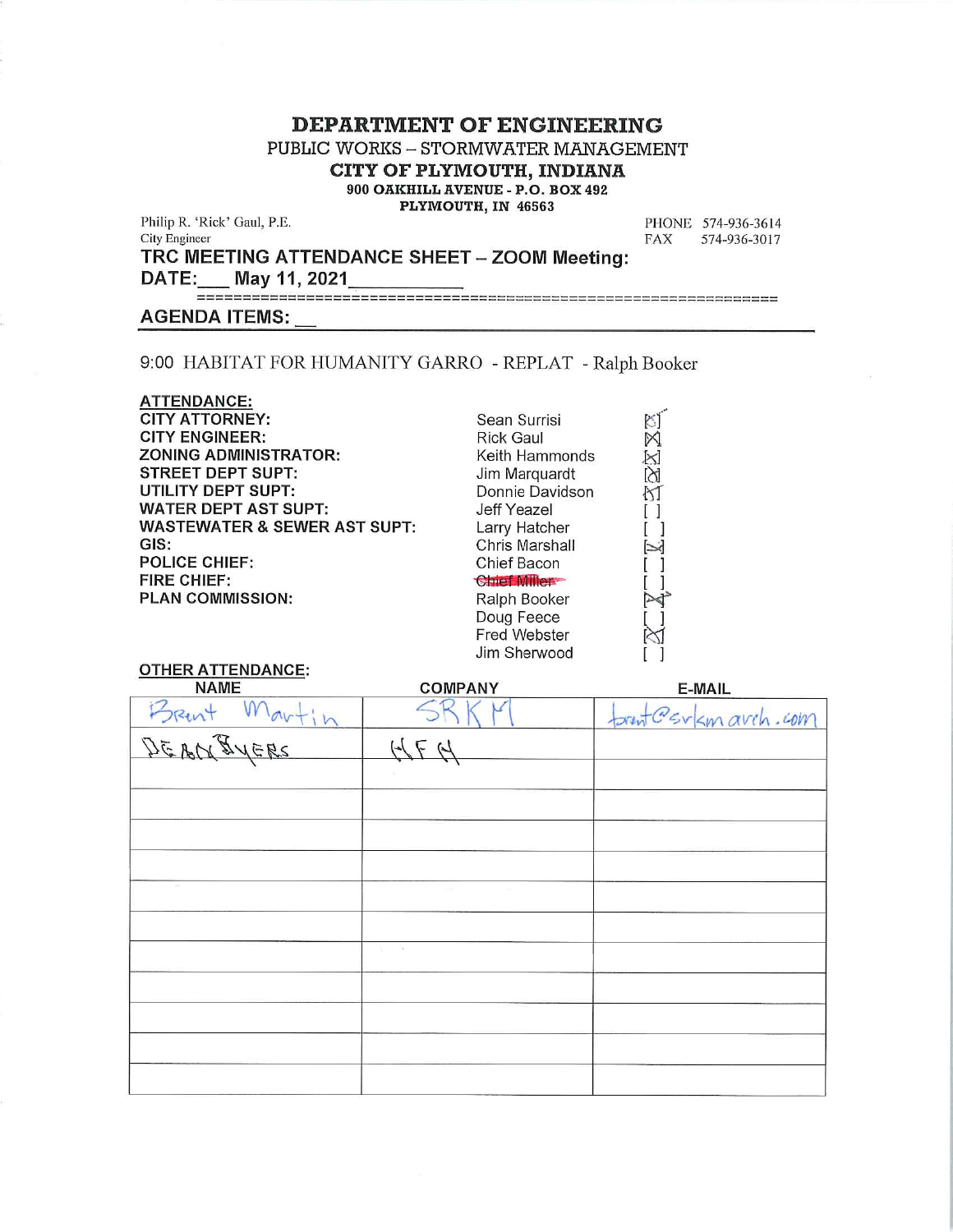# DEPARTMENT OF ENGINEERING

PUBLIC WORKS – STORMWATER MANAGEMENT

**CITY OF PLYMOUTH, INDIANA**

**900 OAKHILL AVENUE - P.O. BOX 492**

**PLYMOUTH, IN 46563**

Philip R. 'Rick' Gaul, P.E.
City Engineer

PHONE 574-936-3614
FAX 574-936-3017

**TRC MEETING ATTENDANCE SHEET – ZOOM Meeting:**

**DATE: May 11, 2021**

**AGENDA ITEMS:**

9:00 HABITAT FOR HUMANITY GARRO - REPLAT - Ralph Booker

**ATTENDANCE:**

| Role | Name | Present |
|---|---|---|
| CITY ATTORNEY: | Sean Surrisi | [X] |
| CITY ENGINEER: | Rick Gaul | [X] |
| ZONING ADMINISTRATOR: | Keith Hammonds | [X] |
| STREET DEPT SUPT: | Jim Marquardt | [X] |
| UTILITY DEPT SUPT: | Donnie Davidson | [X] |
| WATER DEPT AST SUPT: | Jeff Yeazel | [ ] |
| WASTEWATER & SEWER AST SUPT: | Larry Hatcher | [ ] |
| GIS: | Chris Marshall | [X] |
| POLICE CHIEF: | Chief Bacon | [ ] |
| FIRE CHIEF: | ~~Chief Miller~~ | [ ] |
| PLAN COMMISSION: | Ralph Booker | [X] |
| | Doug Feece | [ ] |
| | Fred Webster | [X] |
| | Jim Sherwood | [ ] |

**OTHER ATTENDANCE:**

| NAME | COMPANY | E-MAIL |
|---|---|---|
| Brent Martin | SRKM | brent@srkmarch.com |
| DEAN BYERS | HFH | |
| | | |
| | | |
| | | |
| | | |
| | | |
| | | |
| | | |
| | | |
| | | |
| | | |
| | | |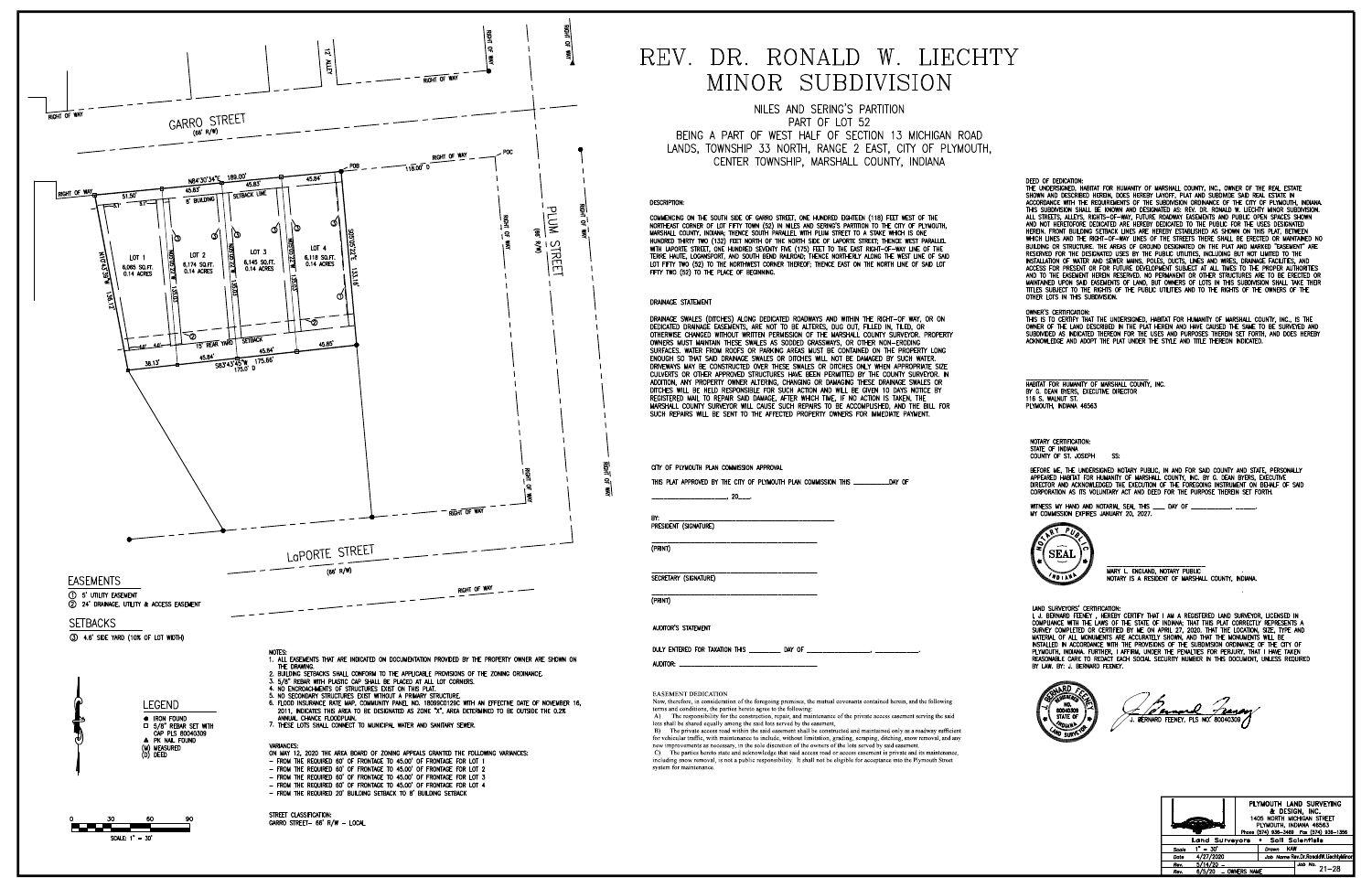# REV. DR. RONALD W. LIECHTY MINOR SUBDIVISION

NILES AND SERING'S PARTITION
PART OF LOT 52
BEING A PART OF WEST HALF OF SECTION 13 MICHIGAN ROAD LANDS, TOWNSHIP 33 NORTH, RANGE 2 EAST, CITY OF PLYMOUTH, CENTER TOWNSHIP, MARSHALL COUNTY, INDIANA

GARRO STREET (66' R/W)

PLUM STREET (66' R/W)

LaPORTE STREET (66' R/W)

12' ALLEY

RIGHT OF WAY

POB

POC

118.00' D

N84°30'34"E 189.00'

S83°43'45"W 175.66'

175.0' D

LOT 1: 6,085 SQ.FT. 0.14 ACRES

LOT 2: 6,174 SQ.FT. 0.14 ACRES

LOT 3: 6,145 SQ.FT. 0.14 ACRES

LOT 4: 6,118 SQ.FT. 0.14 ACRES

5' BUILDING SETBACK LINE

15' REAR YARD SETBACK

## EASEMENTS

① 5' UTILITY EASEMENT
② 24' DRAINAGE, UTILITY & ACCESS EASEMENT

## SETBACKS

③ 4.6' SIDE YARD (10% OF LOT WIDTH)

## LEGEND

- ● IRON FOUND
- □ 5/8" REBAR SET WITH CAP PLS 80040309
- ▲ PK NAIL FOUND
- (M) MEASURED
- (D) DEED

SCALE: 1" = 30'

## DESCRIPTION:

COMMENCING ON THE SOUTH SIDE OF GARRO STREET, ONE HUNDRED EIGHTEEN (118) FEET WEST OF THE NORTHEAST CORNER OF LOT FIFTY TOWN (52) IN NILES AND SERING'S PARTITION TO THE CITY OF PLYMOUTH, MARSHALL COUNTY, INDIANA; THENCE SOUTH PARALLEL WITH PLUM STREET TO A STAKE WHICH IS ONE HUNDRED THIRTY TWO (132) FEET NORTH OF THE NORTH SIDE OF LAPORTE STREET; THENCE WEST PARALLEL WITH LAPORTE STREET, ONE HUNDRED SEVENTY FIVE (175) FEET TO THE EAST RIGHT-OF-WAY LINE OF THE TERRE HAUTE, LOGANSPORT, AND SOUTH BEND RAILROAD; THENCE NORTHERLY ALONG THE WEST LINE OF SAID LOT FIFTY TWO (52) TO THE NORTHWEST CORNER THEREOF; THENCE EAST ON THE NORTH LINE OF SAID LOT FIFTY TWO (52) TO THE PLACE OF BEGINNING.

## DRAINAGE STATEMENT

DRAINAGE SWALES (DITCHES) ALONG DEDICATED ROADWAYS AND WITHIN THE RIGHT-OF WAY, OR ON DEDICATED DRAINAGE EASEMENTS, ARE NOT TO BE ALTERES, DUG OUT, FILLED IN, TILED, OR OTHERWISE CHANGED WITHOUT WRITTEN PERMISSION OF THE MARSHALL COUNTY SURVEYOR. PROPERTY OWNERS MUST MAINTAIN THESE SWALES AS SODDED GRASSWAYS, OR OTHER NON-ERODING SURFACES. WATER FROM ROOFS OR PARKING AREAS MUST BE CONTAINED ON THE PROPERTY LONG ENOUGH SO THAT SAID DRAINAGE SWALES OR DITCHES WILL NOT BE DAMAGED BY SUCH WATER. DRIVEWAYS MAY BE CONSTRUCTED OVER THESE SWALES OR DITCHES ONLY WHEN APPROPRIATE SIZE CULVERTS OR OTHER APPROVED STRUCTURES HAVE BEEN PERMITTED BY THE COUNTY SURVEYOR. IN ADDITION, ANY PROPERTY OWNER ALTERING, CHANGING OR DAMAGING THESE DRAINAGE SWALES OR DITCHES WILL BE HELD RESPONSIBLE FOR SUCH ACTION AND WILL BE GIVEN 10 DAYS NOTICE BY REGISTERED MAIL TO REPAIR SAID DAMAGE, AFTER WHICH TIME, IF NO ACTION IS TAKEN, THE MARSHALL COUNTY SURVEYOR WILL CAUSE SUCH REPAIRS TO BE ACCOMPLISHED, AND THE BILL FOR SUCH REPAIRS WILL BE SENT TO THE AFFECTED PROPERTY OWNERS FOR IMMEDIATE PAYMENT.

## CITY OF PLYMOUTH PLAN COMMISSION APPROVAL

THIS PLAT APPROVED BY THE CITY OF PLYMOUTH PLAN COMMISSION THIS ________ DAY OF ____________, 20___.

BY: ______________________
PRESIDENT (SIGNATURE)

______________________
(PRINT)

______________________
SECRETARY (SIGNATURE)

______________________
(PRINT)

## AUDITOR'S STATEMENT

DULY ENTERED FOR TAXATION THIS ______ DAY OF ____________, ______.

AUDITOR: ______________________

## NOTES:

1. ALL EASEMENTS THAT ARE INDICATED ON DOCUMENTATION PROVIDED BY THE PROPERTY OWNER ARE SHOWN ON THE DRAWING.
2. BUILDING SETBACKS SHALL CONFORM TO THE APPLICABLE PROVISIONS OF THE ZONING ORDINANCE.
3. 5/8" REBAR WITH PLASTIC CAP SHALL BE PLACED AT ALL LOT CORNERS.
4. NO ENCROACHMENTS OF STRUCTURES EXIST ON THIS PLAT.
5. NO SECONDARY STRUCTURES EXIST WITHOUT A PRIMARY STRUCTURE.
6. FLOOD INSURANCE RATE MAP, COMMUNITY PANEL NO. 18099C0129C WITH AN EFFECTIVE DATE OF NOVEMBER 16, 2011, INDICATES THIS AREA TO BE DESIGNATED AS ZONE "X", AREA DETERMINED TO BE OUTSIDE THE 0.2% ANNUAL CHANCE FLOODPLAIN.
7. THESE LOTS SHALL CONNECT TO MUNICIPAL WATER AND SANITARY SEWER.

## VARIANCES:

ON MAY 12, 2020 THE AREA BOARD OF ZONING APPEALS GRANTED THE FOLLOWING VARIANCES:
- FROM THE REQUIRED 60' OF FRONTAGE TO 45.00' OF FRONTAGE FOR LOT 1
- FROM THE REQUIRED 60' OF FRONTAGE TO 45.00' OF FRONTAGE FOR LOT 2
- FROM THE REQUIRED 60' OF FRONTAGE TO 45.00' OF FRONTAGE FOR LOT 3
- FROM THE REQUIRED 60' OF FRONTAGE TO 45.00' OF FRONTAGE FOR LOT 4
- FROM THE REQUIRED 20' BUILDING SETBACK TO 8' BUILDING SETBACK

## STREET CLASSIFICATION:

GARRO STREET– 66' R/W – LOCAL

## EASEMENT DEDICATION

Now, therefore, in consideration of the foregoing premises, the mutual covenants contained herein, and the following terms and conditions, the parties hereto agree to the following:

A) The responsibility for the construction, repair, and maintenance of the private access easement serving the said lots shall be shared equally among the said lots served by the easement.

B) The private access road within the said easement shall be constructed and maintained only as a roadway sufficient for vehicular traffic, with maintenance to include, without limitation, grading, scraping, ditching, snow removal, and any new improvements as necessary, in the sole discretion of the owners of the lots served by said easement.

C) The parties hereto state and acknowledge that said access road or access easement is private and its maintenance, including snow removal, is not a public responsibility. It shall not be eligible for acceptance into the Plymouth Street system for maintenance.

## DEED OF DEDICATION:

THE UNDERSIGNED, HABITAT FOR HUMANITY OF MARSHALL COUNTY, INC., OWNER OF THE REAL ESTATE SHOWN AND DESCRIBED HEREIN, DOES HEREBY LAYOFF, PLAT AND SUBDIVIDE SAID REAL ESTATE IN ACCORDANCE WITH THE REQUIREMENTS OF THE SUBDIVISION ORDINANCE OF THE CITY OF PLYMOUTH, INDIANA. THIS SUBDIVISION SHALL BE KNOWN AND DESIGNATED AS: REV. DR. RONALD W. LIECHTY MINOR SUBDIVISION. ALL STREETS, ALLEYS, RIGHTS-OF-WAY, FUTURE ROADWAY EASEMENTS AND PUBLIC OPEN SPACES SHOWN AND NOT HERETOFORE DEDICATED ARE HEREBY DEDICATED TO THE PUBLIC FOR THE USES DESIGNATED HEREIN. FRONT BUILDING SETBACK LINES ARE HEREBY ESTABLISHED AS SHOWN ON THIS PLAT, BETWEEN WHICH LINES AND THE RIGHT-OF-WAY LINES OF THE STREETS THERE SHALL BE ERECTED OR MAINTAINED NO BUILDING OR STRUCTURE. THE AREAS OF GROUND DESIGNATED ON THE PLAT AND MARKED "EASEMENT" ARE RESERVED FOR THE DESIGNATED USES BY THE PUBLIC UTILITIES, INCLUDING BUT NOT LIMITED TO THE INSTALLATION OF WATER AND SEWER MAINS, POLES, DUCTS, LINES AND WIRES, DRAINAGE FACILITIES, AND ACCESS FOR PRESENT OR FOR FUTURE DEVELOPMENT SUBJECT AT ALL TIMES TO THE PROPER AUTHORITIES AND TO THE EASEMENT HEREIN RESERVED. NO PERMANENT OR OTHER STRUCTURES ARE TO BE ERECTED OR MAINTAINED UPON SAID EASEMENTS OF LAND, BUT OWNERS OF LOTS IN THIS SUBDIVISION SHALL TAKE THEIR TITLES SUBJECT TO THE RIGHTS OF THE PUBLIC UTILITIES AND TO THE RIGHTS OF THE OWNERS OF THE OTHER LOTS IN THIS SUBDIVISION.

## OWNER'S CERTIFICATION:

THIS IS TO CERTIFY THAT THE UNDERSIGNED, HABITAT FOR HUMANITY OF MARSHALL COUNTY, INC., IS THE OWNER OF THE LAND DESCRIBED IN THE PLAT HEREIN AND HAVE CAUSED THE SAME TO BE SURVEYED AND SUBDIVIDED AS INDICATED THEREON FOR THE USES AND PURPOSES THEREIN SET FORTH, AND DOES HEREBY ACKNOWLEDGE AND ADOPT THE PLAT UNDER THE STYLE AND TITLE THEREON INDICATED.

______________________
HABITAT FOR HUMANITY OF MARSHALL COUNTY, INC.
BY G. DEAN BYERS, EXECUTIVE DIRECTOR
116 S. WALNUT ST.
PLYMOUTH, INDIANA 46563

## NOTARY CERTIFICATION:

STATE OF INDIANA
COUNTY OF ST. JOSEPH SS:

BEFORE ME, THE UNDERSIGNED NOTARY PUBLIC, IN AND FOR SAID COUNTY AND STATE, PERSONALLY APPEARED HABITAT FOR HUMANITY OF MARSHALL COUNTY, INC. BY G. DEAN BYERS, EXECUTIVE DIRECTOR AND ACKNOWLEDGED THE EXECUTION OF THE FOREGOING INSTRUMENT ON BEHALF OF SAID CORPORATION AS ITS VOLUNTARY ACT AND DEED FOR THE PURPOSE THEREIN SET FORTH.

WITNESS MY HAND AND NOTARIAL SEAL THIS ____ DAY OF ____________, ______.
MY COMMISSION EXPIRES JANUARY 20, 2027.

NOTARY PUBLIC SEAL INDIANA

______________________
MARY L. ENGLAND, NOTARY PUBLIC
NOTARY IS A RESIDENT OF MARSHALL COUNTY, INDIANA.

## LAND SURVEYORS' CERTIFICATION:

I, J. BERNARD FEENEY , HEREBY CERTIFY THAT I AM A REGISTERED LAND SURVEYOR, LICENSED IN COMPLIANCE WITH THE LAWS OF THE STATE OF INDIANA; THAT THIS PLAT CORRECTLY REPRESENTS A SURVEY COMPLETED OR CERTIFIED BY ME ON APRIL 27, 2020. THAT THE LOCATION, SIZE, TYPE AND MATERIAL OF ALL MONUMENTS ARE ACCURATELY SHOWN, AND THAT THE MONUMENTS WILL BE INSTALLED IN ACCORDANCE WITH THE PROVISIONS OF THE SUBDIVISION ORDINANCE OF THE CITY OF PLYMOUTH, INDIANA. FURTHER, I AFFIRM, UNDER THE PENALTIES FOR PERJURY, THAT I HAVE TAKEN REASONABLE CARE TO REDACT EACH SOCIAL SECURITY NUMBER IN THIS DOCUMENT, UNLESS REQUIRED BY LAW. BY: J. BERNARD FEENEY.

J. BERNARD FEENEY REGISTERED No. 80040309 STATE OF INDIANA LAND SURVEYOR

J. BERNARD FEENEY, PLS NO. 80040309

PLYMOUTH LAND SURVEYING & DESIGN, INC.
1405 NORTH MICHIGAN STREET
PLYMOUTH, INDIANA 46563
Phone (574) 936-3469 Fax (574) 936-1356

Land Surveyors • Soil Scientists

| | | | |
|---|---|---|---|
| Scale | 1" = 30' | Drawn | KAW |
| Date | 4/27/2020 | Job Name | Rev.Dr.RonaldW.LiechtyMinor |
| Rev. | 5/14/20 – | Job No. | 21-28 |
| Rev. | 6/5/20 – OWNERS NAME | | |